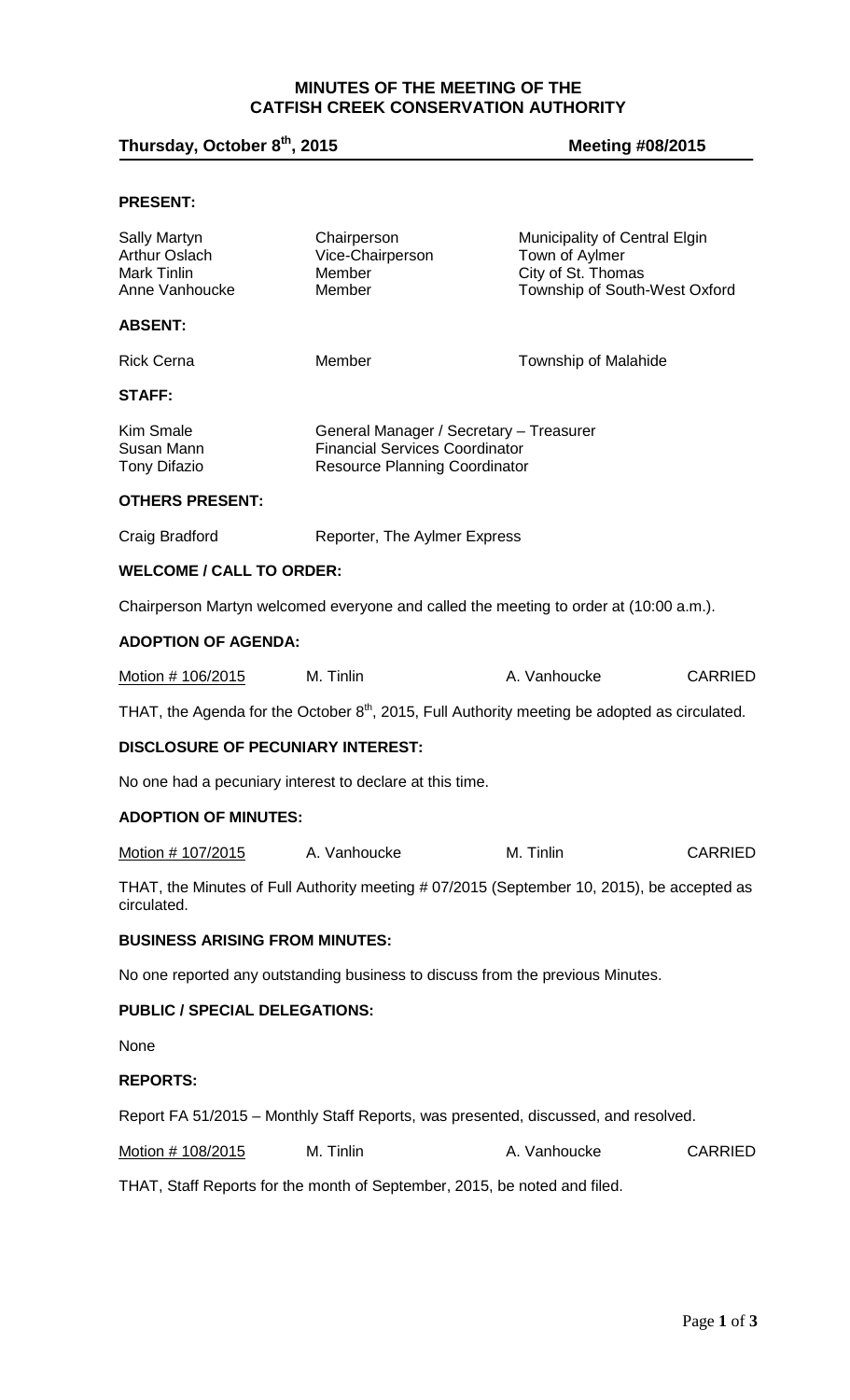# MINUTES OF THE MEETING OF THE CATFISH CREEK CONSERVATION AUTHORITY

**Thursday, October 8th, 2015** **Meeting #08/2015**

**PRESENT:**

| | | |
|---|---|---|
| Sally Martyn | Chairperson | Municipality of Central Elgin |
| Arthur Oslach | Vice-Chairperson | Town of Aylmer |
| Mark Tinlin | Member | City of St. Thomas |
| Anne Vanhoucke | Member | Township of South-West Oxford |

**ABSENT:**

| | | |
|---|---|---|
| Rick Cerna | Member | Township of Malahide |

**STAFF:**

| | |
|---|---|
| Kim Smale | General Manager / Secretary – Treasurer |
| Susan Mann | Financial Services Coordinator |
| Tony Difazio | Resource Planning Coordinator |

**OTHERS PRESENT:**

| | |
|---|---|
| Craig Bradford | Reporter, The Aylmer Express |

**WELCOME / CALL TO ORDER:**

Chairperson Martyn welcomed everyone and called the meeting to order at (10:00 a.m.).

**ADOPTION OF AGENDA:**

| | | | |
|---|---|---|---|
| Motion # 106/2015 | M. Tinlin | A. Vanhoucke | CARRIED |

THAT, the Agenda for the October 8th, 2015, Full Authority meeting be adopted as circulated.

**DISCLOSURE OF PECUNIARY INTEREST:**

No one had a pecuniary interest to declare at this time.

**ADOPTION OF MINUTES:**

| | | | |
|---|---|---|---|
| Motion # 107/2015 | A. Vanhoucke | M. Tinlin | CARRIED |

THAT, the Minutes of Full Authority meeting # 07/2015 (September 10, 2015), be accepted as circulated.

**BUSINESS ARISING FROM MINUTES:**

No one reported any outstanding business to discuss from the previous Minutes.

**PUBLIC / SPECIAL DELEGATIONS:**

None

**REPORTS:**

Report FA 51/2015 – Monthly Staff Reports, was presented, discussed, and resolved.

| | | | |
|---|---|---|---|
| Motion # 108/2015 | M. Tinlin | A. Vanhoucke | CARRIED |

THAT, Staff Reports for the month of September, 2015, be noted and filed.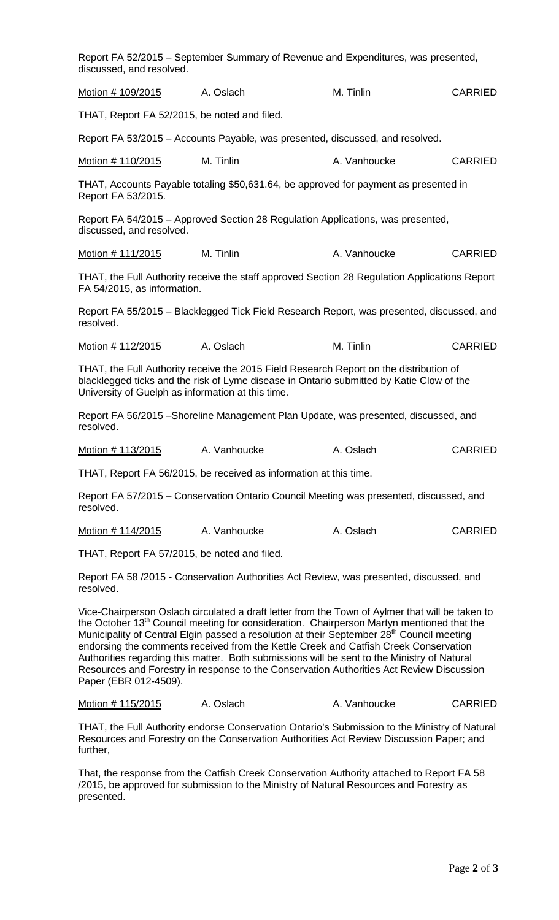Report FA 52/2015 – September Summary of Revenue and Expenditures, was presented, discussed, and resolved.

| Motion # 109/2015 | A. Oslach | M. Tinlin | CARRIED |
|---|---|---|---|

THAT, Report FA 52/2015, be noted and filed.

Report FA 53/2015 – Accounts Payable, was presented, discussed, and resolved.

| Motion # 110/2015 | M. Tinlin | A. Vanhoucke | CARRIED |
|---|---|---|---|

THAT, Accounts Payable totaling $50,631.64, be approved for payment as presented in Report FA 53/2015.

Report FA 54/2015 – Approved Section 28 Regulation Applications, was presented, discussed, and resolved.

| Motion # 111/2015 | M. Tinlin | A. Vanhoucke | CARRIED |
|---|---|---|---|

THAT, the Full Authority receive the staff approved Section 28 Regulation Applications Report FA 54/2015, as information.

Report FA 55/2015 – Blacklegged Tick Field Research Report, was presented, discussed, and resolved.

| Motion # 112/2015 | A. Oslach | M. Tinlin | CARRIED |
|---|---|---|---|

THAT, the Full Authority receive the 2015 Field Research Report on the distribution of blacklegged ticks and the risk of Lyme disease in Ontario submitted by Katie Clow of the University of Guelph as information at this time.

Report FA 56/2015 –Shoreline Management Plan Update, was presented, discussed, and resolved.

| Motion # 113/2015 | A. Vanhoucke | A. Oslach | CARRIED |
|---|---|---|---|

THAT, Report FA 56/2015, be received as information at this time.

Report FA 57/2015 – Conservation Ontario Council Meeting was presented, discussed, and resolved.

| Motion # 114/2015 | A. Vanhoucke | A. Oslach | CARRIED |
|---|---|---|---|

THAT, Report FA 57/2015, be noted and filed.

Report FA 58 /2015 - Conservation Authorities Act Review, was presented, discussed, and resolved.

Vice-Chairperson Oslach circulated a draft letter from the Town of Aylmer that will be taken to the October 13th Council meeting for consideration. Chairperson Martyn mentioned that the Municipality of Central Elgin passed a resolution at their September 28th Council meeting endorsing the comments received from the Kettle Creek and Catfish Creek Conservation Authorities regarding this matter. Both submissions will be sent to the Ministry of Natural Resources and Forestry in response to the Conservation Authorities Act Review Discussion Paper (EBR 012-4509).

| Motion # 115/2015 | A. Oslach | A. Vanhoucke | CARRIED |
|---|---|---|---|

THAT, the Full Authority endorse Conservation Ontario's Submission to the Ministry of Natural Resources and Forestry on the Conservation Authorities Act Review Discussion Paper; and further,

That, the response from the Catfish Creek Conservation Authority attached to Report FA 58 /2015, be approved for submission to the Ministry of Natural Resources and Forestry as presented.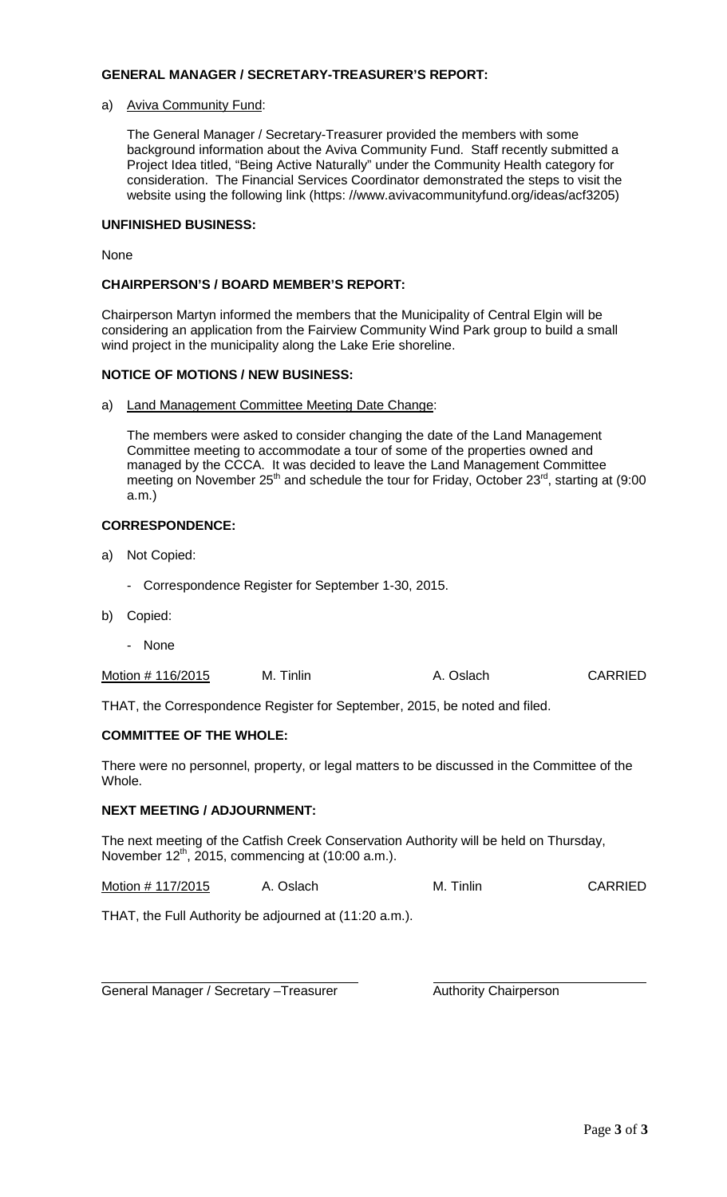**GENERAL MANAGER / SECRETARY-TREASURER'S REPORT:**

a) Aviva Community Fund:

The General Manager / Secretary-Treasurer provided the members with some background information about the Aviva Community Fund. Staff recently submitted a Project Idea titled, "Being Active Naturally" under the Community Health category for consideration. The Financial Services Coordinator demonstrated the steps to visit the website using the following link (https: //www.avivacommunityfund.org/ideas/acf3205)

**UNFINISHED BUSINESS:**

None

**CHAIRPERSON'S / BOARD MEMBER'S REPORT:**

Chairperson Martyn informed the members that the Municipality of Central Elgin will be considering an application from the Fairview Community Wind Park group to build a small wind project in the municipality along the Lake Erie shoreline.

**NOTICE OF MOTIONS / NEW BUSINESS:**

a) Land Management Committee Meeting Date Change:

The members were asked to consider changing the date of the Land Management Committee meeting to accommodate a tour of some of the properties owned and managed by the CCCA. It was decided to leave the Land Management Committee meeting on November 25th and schedule the tour for Friday, October 23rd, starting at (9:00 a.m.)

**CORRESPONDENCE:**

a) Not Copied:

- Correspondence Register for September 1-30, 2015.

b) Copied:

- None

Motion # 116/2015 M. Tinlin A. Oslach CARRIED

THAT, the Correspondence Register for September, 2015, be noted and filed.

**COMMITTEE OF THE WHOLE:**

There were no personnel, property, or legal matters to be discussed in the Committee of the Whole.

**NEXT MEETING / ADJOURNMENT:**

The next meeting of the Catfish Creek Conservation Authority will be held on Thursday, November 12th, 2015, commencing at (10:00 a.m.).

Motion # 117/2015 A. Oslach M. Tinlin CARRIED

THAT, the Full Authority be adjourned at (11:20 a.m.).

General Manager / Secretary –Treasurer

Authority Chairperson